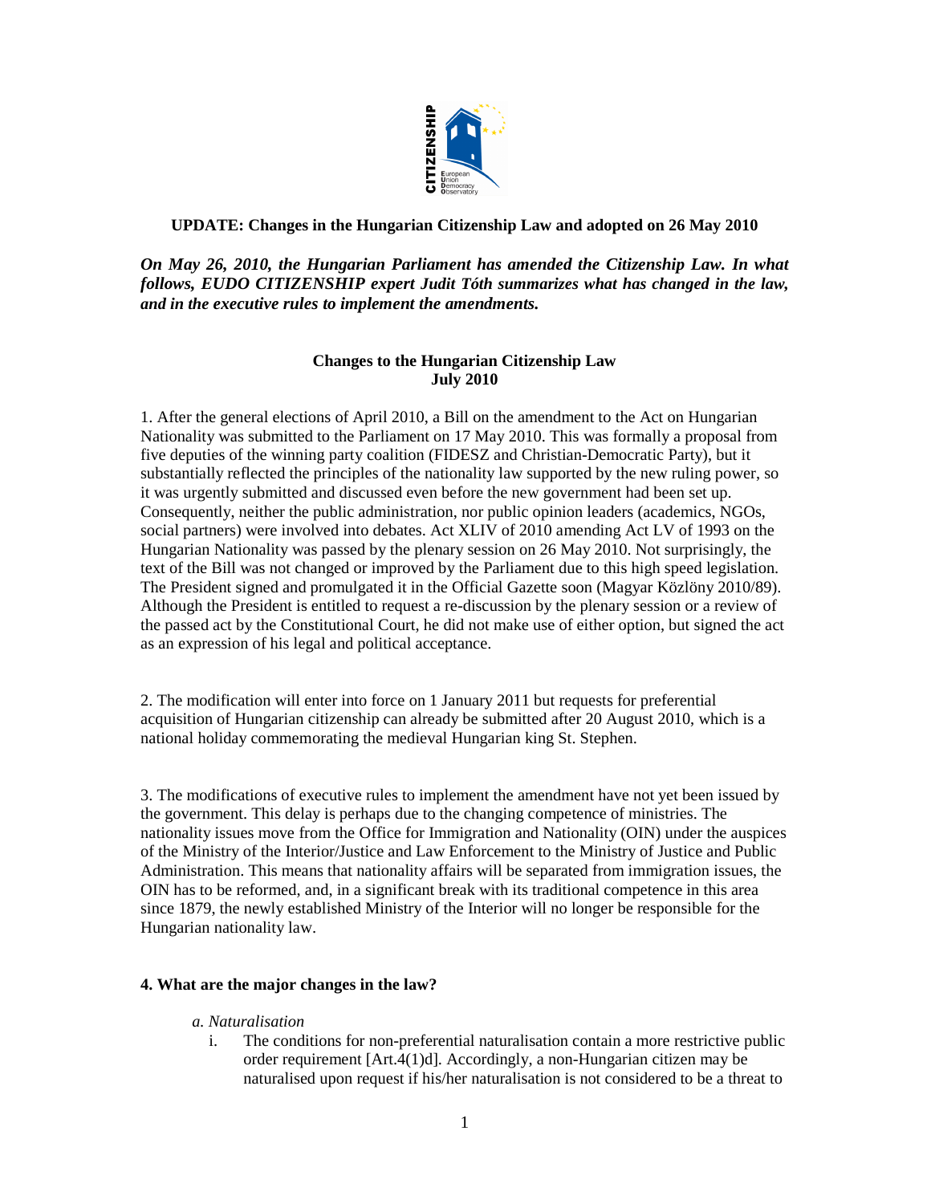**UPDATE: Changes in the Hungarian Citizenship Law and adopted on 26 May 2010**

***On May 26, 2010, the Hungarian Parliament has amended the Citizenship Law. In what follows, EUDO CITIZENSHIP expert Judit Tóth summarizes what has changed in the law, and in the executive rules to implement the amendments.***

**Changes to the Hungarian Citizenship Law**
**July 2010**

1. After the general elections of April 2010, a Bill on the amendment to the Act on Hungarian Nationality was submitted to the Parliament on 17 May 2010. This was formally a proposal from five deputies of the winning party coalition (FIDESZ and Christian-Democratic Party), but it substantially reflected the principles of the nationality law supported by the new ruling power, so it was urgently submitted and discussed even before the new government had been set up. Consequently, neither the public administration, nor public opinion leaders (academics, NGOs, social partners) were involved into debates. Act XLIV of 2010 amending Act LV of 1993 on the Hungarian Nationality was passed by the plenary session on 26 May 2010. Not surprisingly, the text of the Bill was not changed or improved by the Parliament due to this high speed legislation. The President signed and promulgated it in the Official Gazette soon (Magyar Közlöny 2010/89). Although the President is entitled to request a re-discussion by the plenary session or a review of the passed act by the Constitutional Court, he did not make use of either option, but signed the act as an expression of his legal and political acceptance.

2. The modification will enter into force on 1 January 2011 but requests for preferential acquisition of Hungarian citizenship can already be submitted after 20 August 2010, which is a national holiday commemorating the medieval Hungarian king St. Stephen.

3. The modifications of executive rules to implement the amendment have not yet been issued by the government. This delay is perhaps due to the changing competence of ministries. The nationality issues move from the Office for Immigration and Nationality (OIN) under the auspices of the Ministry of the Interior/Justice and Law Enforcement to the Ministry of Justice and Public Administration. This means that nationality affairs will be separated from immigration issues, the OIN has to be reformed, and, in a significant break with its traditional competence in this area since 1879, the newly established Ministry of the Interior will no longer be responsible for the Hungarian nationality law.

**4. What are the major changes in the law?**

*a. Naturalisation*

i. The conditions for non-preferential naturalisation contain a more restrictive public order requirement [Art.4(1)d]. Accordingly, a non-Hungarian citizen may be naturalised upon request if his/her naturalisation is not considered to be a threat to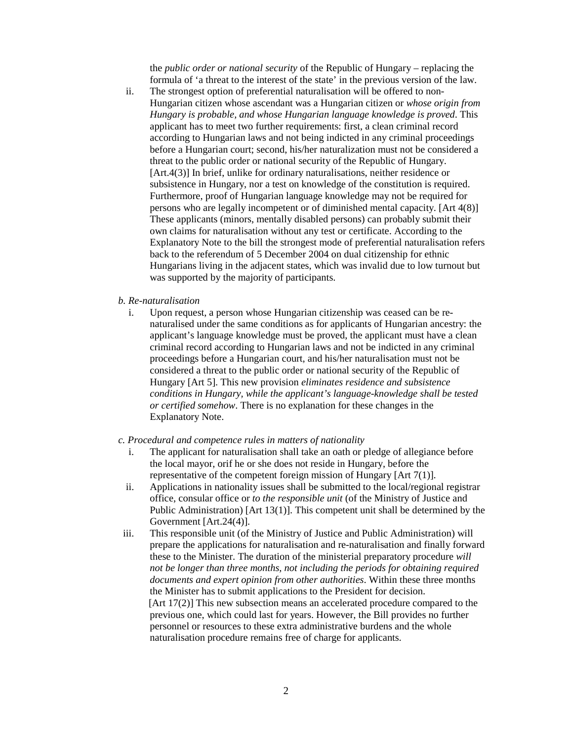the *public order or national security* of the Republic of Hungary – replacing the formula of 'a threat to the interest of the state' in the previous version of the law.

ii. The strongest option of preferential naturalisation will be offered to non-Hungarian citizen whose ascendant was a Hungarian citizen or *whose origin from Hungary is probable, and whose Hungarian language knowledge is proved*. This applicant has to meet two further requirements: first, a clean criminal record according to Hungarian laws and not being indicted in any criminal proceedings before a Hungarian court; second, his/her naturalization must not be considered a threat to the public order or national security of the Republic of Hungary. [Art.4(3)] In brief, unlike for ordinary naturalisations, neither residence or subsistence in Hungary, nor a test on knowledge of the constitution is required. Furthermore, proof of Hungarian language knowledge may not be required for persons who are legally incompetent or of diminished mental capacity. [Art 4(8)] These applicants (minors, mentally disabled persons) can probably submit their own claims for naturalisation without any test or certificate. According to the Explanatory Note to the bill the strongest mode of preferential naturalisation refers back to the referendum of 5 December 2004 on dual citizenship for ethnic Hungarians living in the adjacent states, which was invalid due to low turnout but was supported by the majority of participants.

*b. Re-naturalisation*

i. Upon request, a person whose Hungarian citizenship was ceased can be re-naturalised under the same conditions as for applicants of Hungarian ancestry: the applicant's language knowledge must be proved, the applicant must have a clean criminal record according to Hungarian laws and not be indicted in any criminal proceedings before a Hungarian court, and his/her naturalisation must not be considered a threat to the public order or national security of the Republic of Hungary [Art 5]. This new provision *eliminates residence and subsistence conditions in Hungary, while the applicant's language-knowledge shall be tested or certified somehow*. There is no explanation for these changes in the Explanatory Note.

*c. Procedural and competence rules in matters of nationality*

i. The applicant for naturalisation shall take an oath or pledge of allegiance before the local mayor, orif he or she does not reside in Hungary, before the representative of the competent foreign mission of Hungary [Art 7(1)].

ii. Applications in nationality issues shall be submitted to the local/regional registrar office, consular office or *to the responsible unit* (of the Ministry of Justice and Public Administration) [Art 13(1)]. This competent unit shall be determined by the Government [Art.24(4)].

iii. This responsible unit (of the Ministry of Justice and Public Administration) will prepare the applications for naturalisation and re-naturalisation and finally forward these to the Minister. The duration of the ministerial preparatory procedure *will not be longer than three months, not including the periods for obtaining required documents and expert opinion from other authorities*. Within these three months the Minister has to submit applications to the President for decision. [Art 17(2)] This new subsection means an accelerated procedure compared to the previous one, which could last for years. However, the Bill provides no further personnel or resources to these extra administrative burdens and the whole naturalisation procedure remains free of charge for applicants.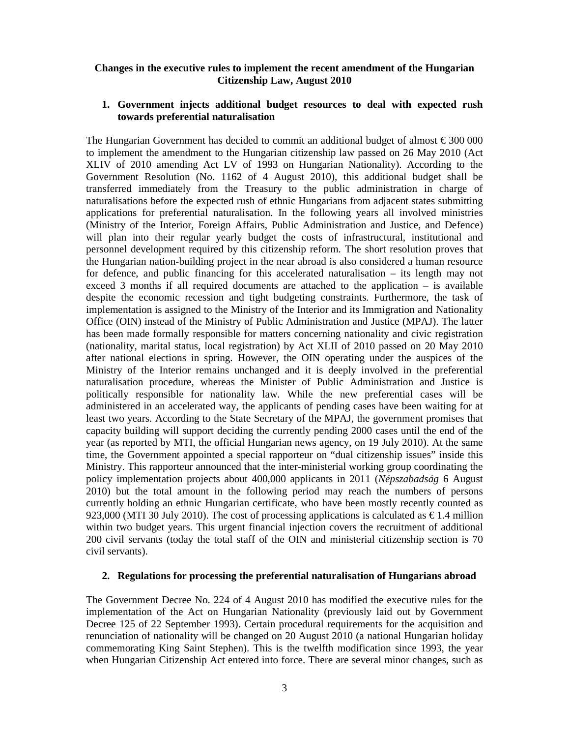**Changes in the executive rules to implement the recent amendment of the Hungarian Citizenship Law, August 2010**

1. **Government injects additional budget resources to deal with expected rush towards preferential naturalisation**

The Hungarian Government has decided to commit an additional budget of almost € 300 000 to implement the amendment to the Hungarian citizenship law passed on 26 May 2010 (Act XLIV of 2010 amending Act LV of 1993 on Hungarian Nationality). According to the Government Resolution (No. 1162 of 4 August 2010), this additional budget shall be transferred immediately from the Treasury to the public administration in charge of naturalisations before the expected rush of ethnic Hungarians from adjacent states submitting applications for preferential naturalisation. In the following years all involved ministries (Ministry of the Interior, Foreign Affairs, Public Administration and Justice, and Defence) will plan into their regular yearly budget the costs of infrastructural, institutional and personnel development required by this citizenship reform. The short resolution proves that the Hungarian nation-building project in the near abroad is also considered a human resource for defence, and public financing for this accelerated naturalisation – its length may not exceed 3 months if all required documents are attached to the application – is available despite the economic recession and tight budgeting constraints. Furthermore, the task of implementation is assigned to the Ministry of the Interior and its Immigration and Nationality Office (OIN) instead of the Ministry of Public Administration and Justice (MPAJ). The latter has been made formally responsible for matters concerning nationality and civic registration (nationality, marital status, local registration) by Act XLII of 2010 passed on 20 May 2010 after national elections in spring. However, the OIN operating under the auspices of the Ministry of the Interior remains unchanged and it is deeply involved in the preferential naturalisation procedure, whereas the Minister of Public Administration and Justice is politically responsible for nationality law. While the new preferential cases will be administered in an accelerated way, the applicants of pending cases have been waiting for at least two years. According to the State Secretary of the MPAJ, the government promises that capacity building will support deciding the currently pending 2000 cases until the end of the year (as reported by MTI, the official Hungarian news agency, on 19 July 2010). At the same time, the Government appointed a special rapporteur on "dual citizenship issues" inside this Ministry. This rapporteur announced that the inter-ministerial working group coordinating the policy implementation projects about 400,000 applicants in 2011 (*Népszabadság* 6 August 2010) but the total amount in the following period may reach the numbers of persons currently holding an ethnic Hungarian certificate, who have been mostly recently counted as 923,000 (MTI 30 July 2010). The cost of processing applications is calculated as € 1.4 million within two budget years. This urgent financial injection covers the recruitment of additional 200 civil servants (today the total staff of the OIN and ministerial citizenship section is 70 civil servants).

2. **Regulations for processing the preferential naturalisation of Hungarians abroad**

The Government Decree No. 224 of 4 August 2010 has modified the executive rules for the implementation of the Act on Hungarian Nationality (previously laid out by Government Decree 125 of 22 September 1993). Certain procedural requirements for the acquisition and renunciation of nationality will be changed on 20 August 2010 (a national Hungarian holiday commemorating King Saint Stephen). This is the twelfth modification since 1993, the year when Hungarian Citizenship Act entered into force. There are several minor changes, such as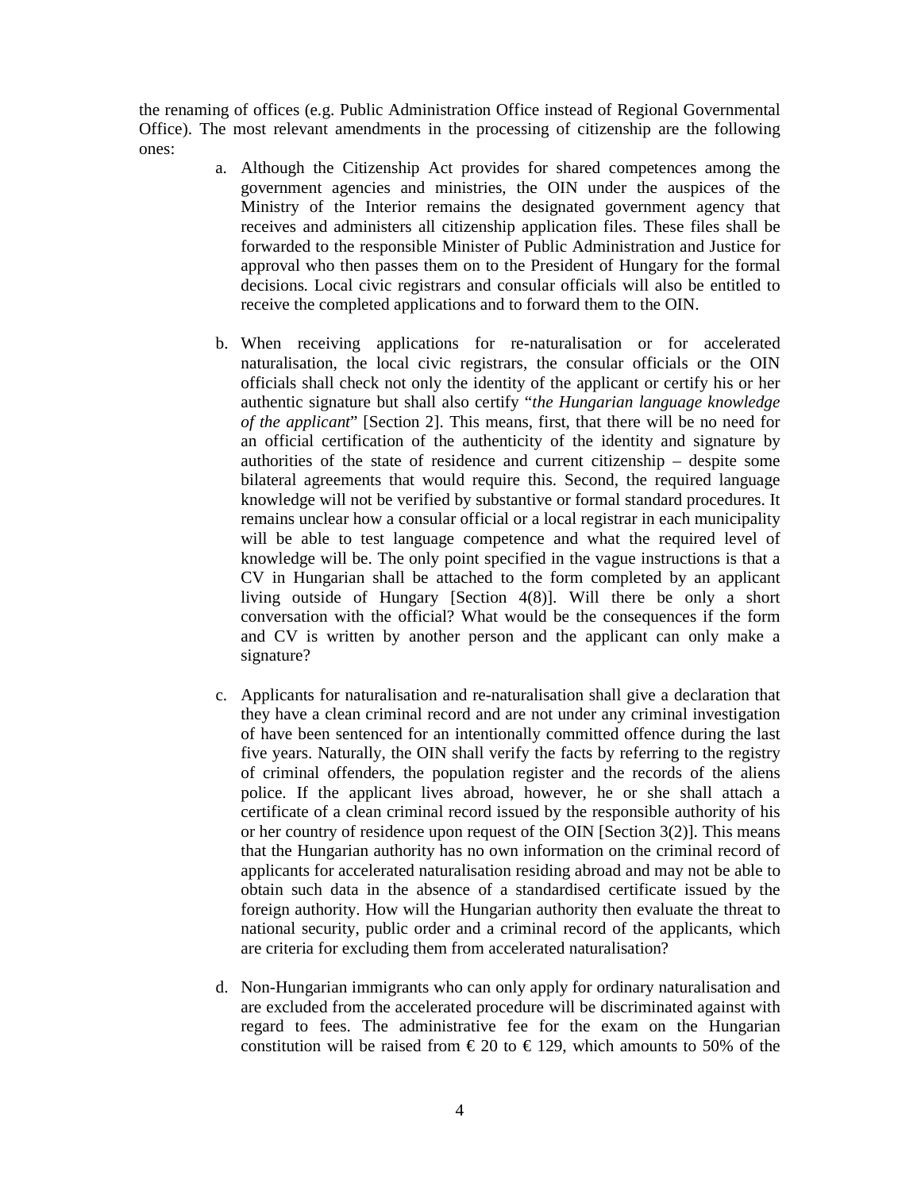the renaming of offices (e.g. Public Administration Office instead of Regional Governmental Office). The most relevant amendments in the processing of citizenship are the following ones:

a. Although the Citizenship Act provides for shared competences among the government agencies and ministries, the OIN under the auspices of the Ministry of the Interior remains the designated government agency that receives and administers all citizenship application files. These files shall be forwarded to the responsible Minister of Public Administration and Justice for approval who then passes them on to the President of Hungary for the formal decisions. Local civic registrars and consular officials will also be entitled to receive the completed applications and to forward them to the OIN.

b. When receiving applications for re-naturalisation or for accelerated naturalisation, the local civic registrars, the consular officials or the OIN officials shall check not only the identity of the applicant or certify his or her authentic signature but shall also certify "*the Hungarian language knowledge of the applicant*" [Section 2]. This means, first, that there will be no need for an official certification of the authenticity of the identity and signature by authorities of the state of residence and current citizenship – despite some bilateral agreements that would require this. Second, the required language knowledge will not be verified by substantive or formal standard procedures. It remains unclear how a consular official or a local registrar in each municipality will be able to test language competence and what the required level of knowledge will be. The only point specified in the vague instructions is that a CV in Hungarian shall be attached to the form completed by an applicant living outside of Hungary [Section 4(8)]. Will there be only a short conversation with the official? What would be the consequences if the form and CV is written by another person and the applicant can only make a signature?

c. Applicants for naturalisation and re-naturalisation shall give a declaration that they have a clean criminal record and are not under any criminal investigation of have been sentenced for an intentionally committed offence during the last five years. Naturally, the OIN shall verify the facts by referring to the registry of criminal offenders, the population register and the records of the aliens police. If the applicant lives abroad, however, he or she shall attach a certificate of a clean criminal record issued by the responsible authority of his or her country of residence upon request of the OIN [Section 3(2)]. This means that the Hungarian authority has no own information on the criminal record of applicants for accelerated naturalisation residing abroad and may not be able to obtain such data in the absence of a standardised certificate issued by the foreign authority. How will the Hungarian authority then evaluate the threat to national security, public order and a criminal record of the applicants, which are criteria for excluding them from accelerated naturalisation?

d. Non-Hungarian immigrants who can only apply for ordinary naturalisation and are excluded from the accelerated procedure will be discriminated against with regard to fees. The administrative fee for the exam on the Hungarian constitution will be raised from € 20 to € 129, which amounts to 50% of the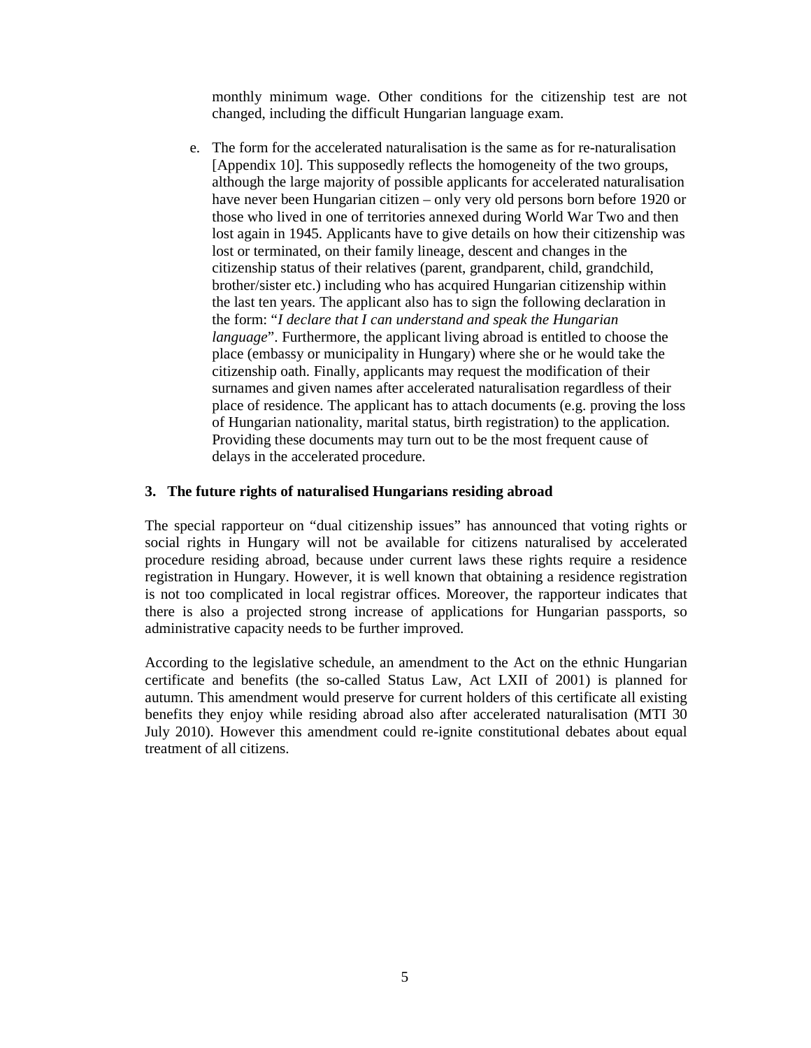monthly minimum wage. Other conditions for the citizenship test are not changed, including the difficult Hungarian language exam.

e. The form for the accelerated naturalisation is the same as for re-naturalisation [Appendix 10]. This supposedly reflects the homogeneity of the two groups, although the large majority of possible applicants for accelerated naturalisation have never been Hungarian citizen – only very old persons born before 1920 or those who lived in one of territories annexed during World War Two and then lost again in 1945. Applicants have to give details on how their citizenship was lost or terminated, on their family lineage, descent and changes in the citizenship status of their relatives (parent, grandparent, child, grandchild, brother/sister etc.) including who has acquired Hungarian citizenship within the last ten years. The applicant also has to sign the following declaration in the form: "*I declare that I can understand and speak the Hungarian language*". Furthermore, the applicant living abroad is entitled to choose the place (embassy or municipality in Hungary) where she or he would take the citizenship oath. Finally, applicants may request the modification of their surnames and given names after accelerated naturalisation regardless of their place of residence. The applicant has to attach documents (e.g. proving the loss of Hungarian nationality, marital status, birth registration) to the application. Providing these documents may turn out to be the most frequent cause of delays in the accelerated procedure.

### 3. The future rights of naturalised Hungarians residing abroad

The special rapporteur on "dual citizenship issues" has announced that voting rights or social rights in Hungary will not be available for citizens naturalised by accelerated procedure residing abroad, because under current laws these rights require a residence registration in Hungary. However, it is well known that obtaining a residence registration is not too complicated in local registrar offices. Moreover, the rapporteur indicates that there is also a projected strong increase of applications for Hungarian passports, so administrative capacity needs to be further improved.

According to the legislative schedule, an amendment to the Act on the ethnic Hungarian certificate and benefits (the so-called Status Law, Act LXII of 2001) is planned for autumn. This amendment would preserve for current holders of this certificate all existing benefits they enjoy while residing abroad also after accelerated naturalisation (MTI 30 July 2010). However this amendment could re-ignite constitutional debates about equal treatment of all citizens.